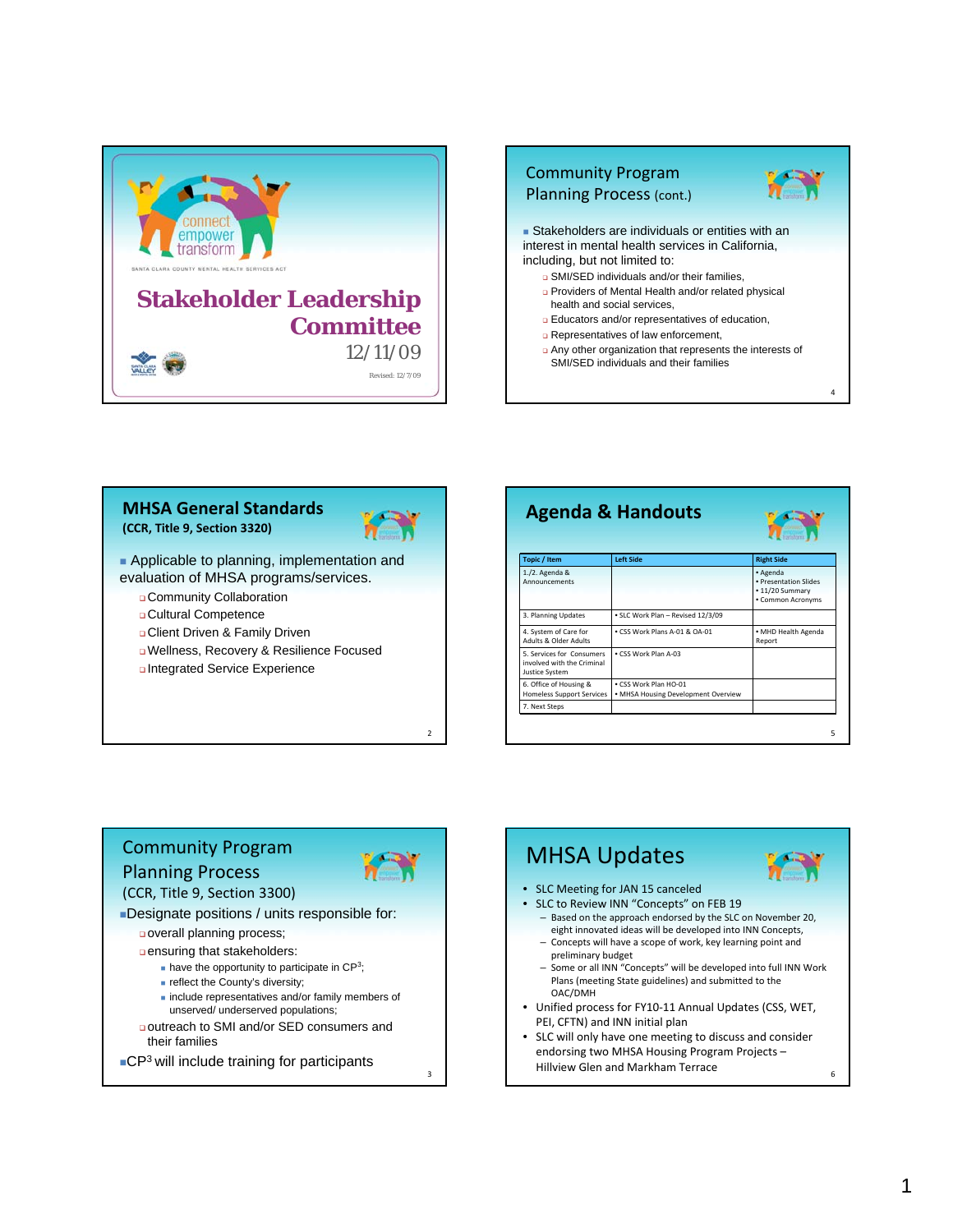connect empower transform

SANTA CLARA COUNTY MENTAL HEALTH SERVICES ACT

# Stakeholder Leadership Committee

12/11/09

Revised: 12/7/09

## MHSA General Standards
**(CCR, Title 9, Section 3320)**

- Applicable to planning, implementation and evaluation of MHSA programs/services.
  - Community Collaboration
  - Cultural Competence
  - Client Driven & Family Driven
  - Wellness, Recovery & Resilience Focused
  - Integrated Service Experience

## Community Program Planning Process
(CCR, Title 9, Section 3300)

- Designate positions / units responsible for:
  - overall planning process;
  - ensuring that stakeholders:
    - have the opportunity to participate in CP$^3$;
    - reflect the County's diversity;
    - include representatives and/or family members of unserved/ underserved populations;
  - outreach to SMI and/or SED consumers and their families
- CP$^3$ will include training for participants

## Community Program Planning Process (cont.)

- Stakeholders are individuals or entities with an interest in mental health services in California, including, but not limited to:
  - SMI/SED individuals and/or their families,
  - Providers of Mental Health and/or related physical health and social services,
  - Educators and/or representatives of education,
  - Representatives of law enforcement,
  - Any other organization that represents the interests of SMI/SED individuals and their families

## Agenda & Handouts

| Topic / Item | Left Side | Right Side |
|---|---|---|
| 1./2. Agenda & Announcements | | • Agenda<br>• Presentation Slides<br>• 11/20 Summary<br>• Common Acronyms |
| 3. Planning Updates | • SLC Work Plan – Revised 12/3/09 | |
| 4. System of Care for Adults & Older Adults | • CSS Work Plans A-01 & OA-01 | • MHD Health Agenda Report |
| 5. Services for Consumers involved with the Criminal Justice System | • CSS Work Plan A-03 | |
| 6. Office of Housing & Homeless Support Services | • CSS Work Plan HO-01<br>• MHSA Housing Development Overview | |
| 7. Next Steps | | |

## MHSA Updates

- SLC Meeting for JAN 15 canceled
- SLC to Review INN "Concepts" on FEB 19
  - Based on the approach endorsed by the SLC on November 20, eight innovated ideas will be developed into INN Concepts,
  - Concepts will have a scope of work, key learning point and preliminary budget
  - Some or all INN "Concepts" will be developed into full INN Work Plans (meeting State guidelines) and submitted to the OAC/DMH
- Unified process for FY10-11 Annual Updates (CSS, WET, PEI, CFTN) and INN initial plan
- SLC will only have one meeting to discuss and consider endorsing two MHSA Housing Program Projects – Hillview Glen and Markham Terrace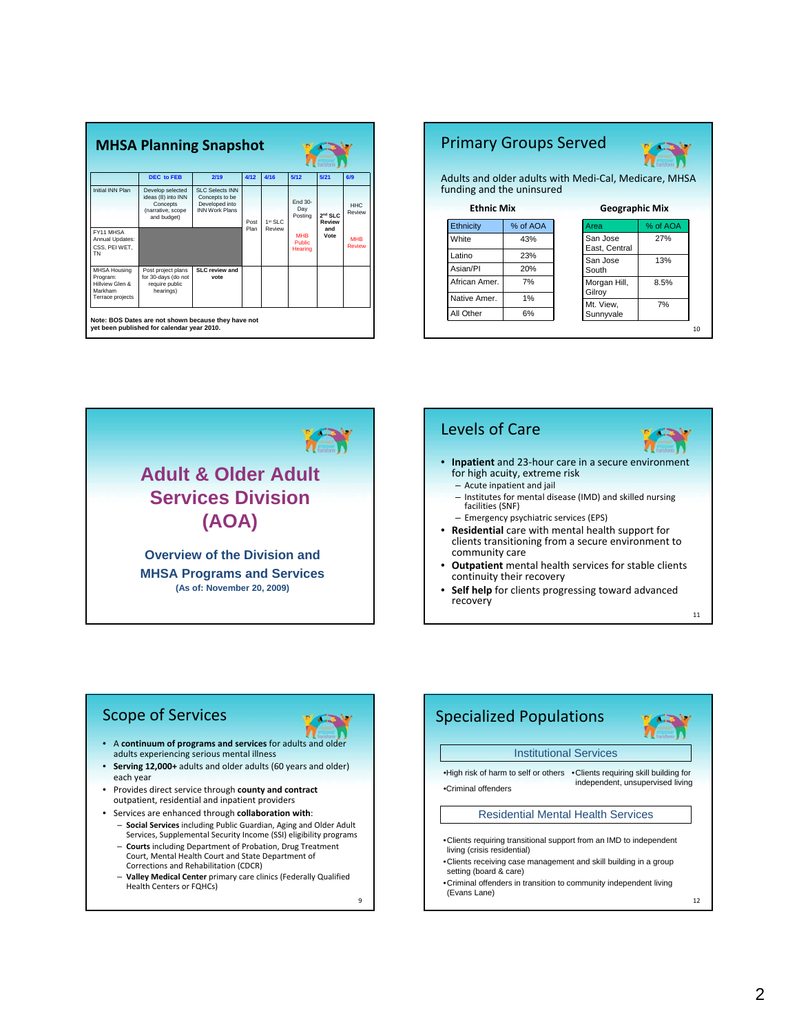## MHSA Planning Snapshot

| | DEC to FEB | 2/19 | 4/12 | 4/16 | 5/12 | 5/21 | 6/9 |
|---|---|---|---|---|---|---|---|
| Initial INN Plan | Develop selected ideas (8) into INN Concepts (narrative, scope and budget) | SLC Selects INN Concepts to be Developed into INN Work Plans | Post Plan | 1st SLC Review | End 30-Day Posting | 2nd SLC Review and Vote | HHC Review |
| FY11 MHSA Annual Updates: CSS, PEI WET, TN | | | | | MHB Public Hearing | | MHB Review |
| MHSA Housing Program: Hillview Glen & Markham Terrace projects | Post project plans for 30-days (do not require public hearings) | SLC review and vote | | | | | |

Note: BOS Dates are not shown because they have not yet been published for calendar year 2010.

## Primary Groups Served

Adults and older adults with Medi-Cal, Medicare, MHSA funding and the uninsured

**Ethnic Mix**

| Ethnicity | % of AOA |
|---|---|
| White | 43% |
| Latino | 23% |
| Asian/PI | 20% |
| African Amer. | 7% |
| Native Amer. | 1% |
| All Other | 6% |

**Geographic Mix**

| Area | % of AOA |
|---|---|
| San Jose East, Central | 27% |
| San Jose South | 13% |
| Morgan Hill, Gilroy | 8.5% |
| Mt. View, Sunnyvale | 7% |

# Adult & Older Adult Services Division (AOA)

### Overview of the Division and MHSA Programs and Services

(As of: November 20, 2009)

## Levels of Care

- **Inpatient** and 23-hour care in a secure environment for high acuity, extreme risk
  - Acute inpatient and jail
  - Institutes for mental disease (IMD) and skilled nursing facilities (SNF)
  - Emergency psychiatric services (EPS)
- **Residential** care with mental health support for clients transitioning from a secure environment to community care
- **Outpatient** mental health services for stable clients continuity their recovery
- **Self help** for clients progressing toward advanced recovery

## Scope of Services

- A **continuum of programs and services** for adults and older adults experiencing serious mental illness
- **Serving 12,000+** adults and older adults (60 years and older) each year
- Provides direct service through **county and contract** outpatient, residential and inpatient providers
- Services are enhanced through **collaboration with**:
  - **Social Services** including Public Guardian, Aging and Older Adult Services, Supplemental Security Income (SSI) eligibility programs
  - **Courts** including Department of Probation, Drug Treatment Court, Mental Health Court and State Department of Corrections and Rehabilitation (CDCR)
  - **Valley Medical Center** primary care clinics (Federally Qualified Health Centers or FQHCs)

## Specialized Populations

**Institutional Services**

- High risk of harm to self or others
- Criminal offenders
- Clients requiring skill building for independent, unsupervised living

**Residential Mental Health Services**

- Clients requiring transitional support from an IMD to independent living (crisis residential)
- Clients receiving case management and skill building in a group setting (board & care)
- Criminal offenders in transition to community independent living (Evans Lane)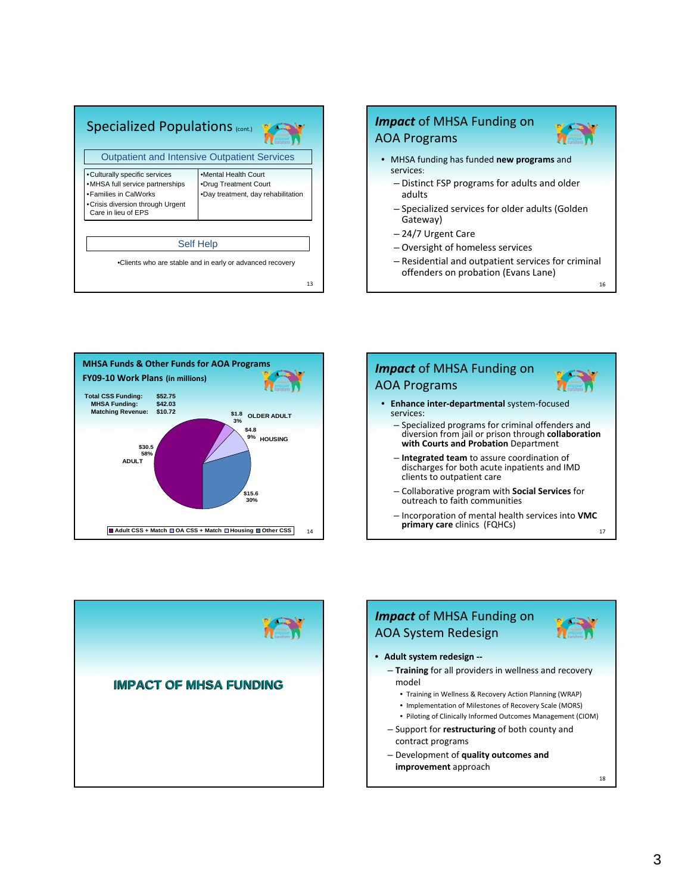## Specialized Populations (cont.)

### Outpatient and Intensive Outpatient Services

| | |
|---|---|
| •Culturally specific services<br>•MHSA full service partnerships<br>•Families in CalWorks<br>•Crisis diversion through Urgent Care in lieu of EPS | •Mental Health Court<br>•Drug Treatment Court<br>•Day treatment, day rehabilitation |

### Self Help

•Clients who are stable and in early or advanced recovery

## MHSA Funds & Other Funds for AOA Programs FY09-10 Work Plans (in millions)

| | |
|---|---|
| Total CSS Funding: | $52.75 |
| MHSA Funding: | $42.03 |
| Matching Revenue: | $10.72 |

| Category | Amount | Percent |
|---|---|---|
| ADULT (Adult CSS + Match) | $30.5 | 58% |
| OLDER ADULT (OA CSS + Match) | $1.8 | 3% |
| HOUSING (Housing) | $4.8 | 9% |
| Other CSS | $15.6 | 30% |

## IMPACT OF MHSA FUNDING

## *Impact* of MHSA Funding on AOA Programs

- MHSA funding has funded **new programs** and services:
  - Distinct FSP programs for adults and older adults
  - Specialized services for older adults (Golden Gateway)
  - 24/7 Urgent Care
  - Oversight of homeless services
  - Residential and outpatient services for criminal offenders on probation (Evans Lane)

## *Impact* of MHSA Funding on AOA Programs

- **Enhance inter-departmental** system-focused services:
  - Specialized programs for criminal offenders and diversion from jail or prison through **collaboration with Courts and Probation** Department
  - **Integrated team** to assure coordination of discharges for both acute inpatients and IMD clients to outpatient care
  - Collaborative program with **Social Services** for outreach to faith communities
  - Incorporation of mental health services into **VMC primary care** clinics (FQHCs)

## *Impact* of MHSA Funding on AOA System Redesign

- **Adult system redesign --**
  - **Training** for all providers in wellness and recovery model
    - Training in Wellness & Recovery Action Planning (WRAP)
    - Implementation of Milestones of Recovery Scale (MORS)
    - Piloting of Clinically Informed Outcomes Management (CIOM)
  - Support for **restructuring** of both county and contract programs
  - Development of **quality outcomes and improvement** approach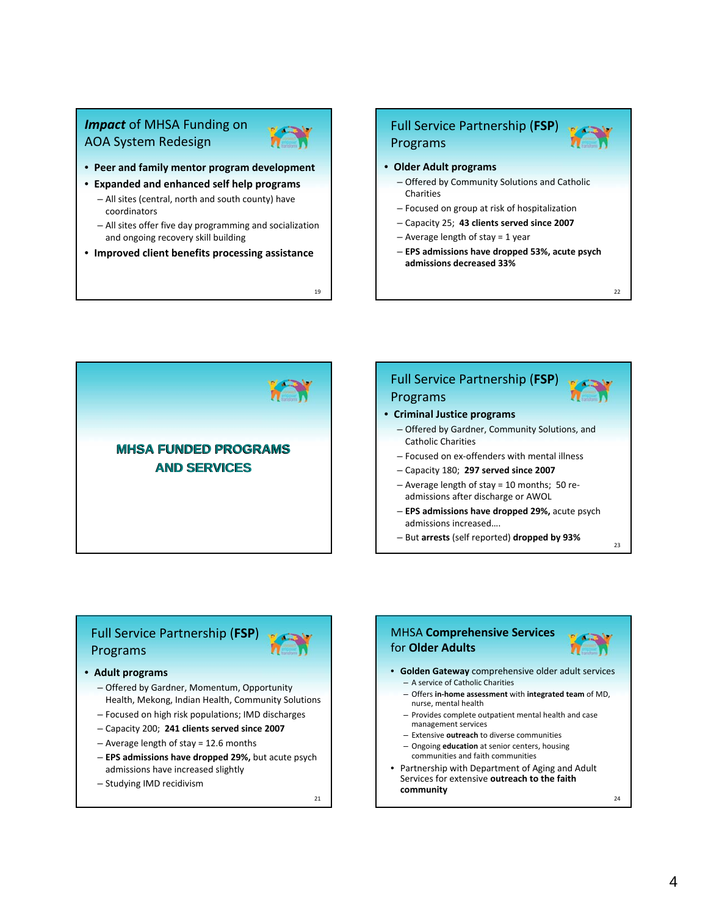## *Impact* of MHSA Funding on AOA System Redesign

- **Peer and family mentor program development**
- **Expanded and enhanced self help programs**
  - All sites (central, north and south county) have coordinators
  - All sites offer five day programming and socialization and ongoing recovery skill building
- **Improved client benefits processing assistance**

## MHSA FUNDED PROGRAMS AND SERVICES

## Full Service Partnership (**FSP**) Programs

- **Adult programs**
  - Offered by Gardner, Momentum, Opportunity Health, Mekong, Indian Health, Community Solutions
  - Focused on high risk populations; IMD discharges
  - Capacity 200; **241 clients served since 2007**
  - Average length of stay = 12.6 months
  - **EPS admissions have dropped 29%,** but acute psych admissions have increased slightly
  - Studying IMD recidivism

## Full Service Partnership (**FSP**) Programs

- **Older Adult programs**
  - Offered by Community Solutions and Catholic Charities
  - Focused on group at risk of hospitalization
  - Capacity 25; **43 clients served since 2007**
  - Average length of stay = 1 year
  - **EPS admissions have dropped 53%, acute psych admissions decreased 33%**

## Full Service Partnership (**FSP**) Programs

- **Criminal Justice programs**
  - Offered by Gardner, Community Solutions, and Catholic Charities
  - Focused on ex-offenders with mental illness
  - Capacity 180; **297 served since 2007**
  - Average length of stay = 10 months; 50 re-admissions after discharge or AWOL
  - **EPS admissions have dropped 29%,** acute psych admissions increased….
  - But **arrests** (self reported) **dropped by 93%**

## MHSA **Comprehensive Services for Older Adults**

- **Golden Gateway** comprehensive older adult services
  - A service of Catholic Charities
  - Offers **in-home assessment** with **integrated team** of MD, nurse, mental health
  - Provides complete outpatient mental health and case management services
  - Extensive **outreach** to diverse communities
  - Ongoing **education** at senior centers, housing communities and faith communities
- Partnership with Department of Aging and Adult Services for extensive **outreach to the faith community**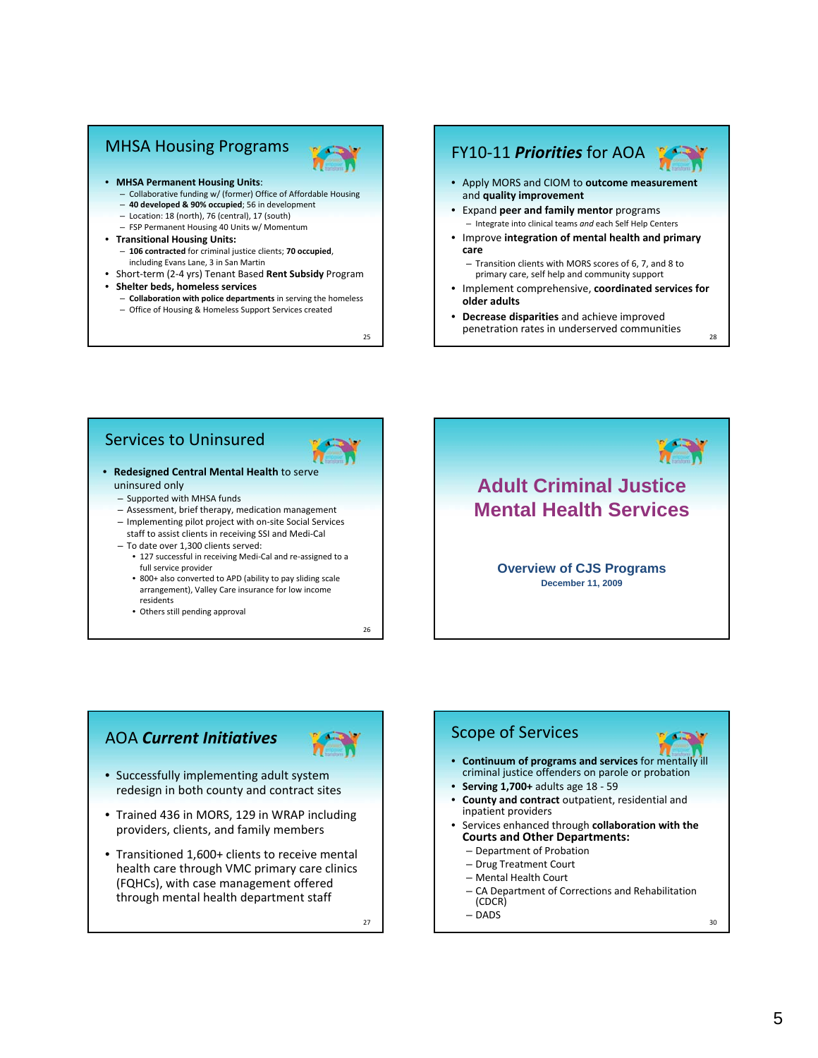## MHSA Housing Programs

- **MHSA Permanent Housing Units**:
  - Collaborative funding w/ (former) Office of Affordable Housing
  - **40 developed & 90% occupied**; 56 in development
  - Location: 18 (north), 76 (central), 17 (south)
  - FSP Permanent Housing 40 Units w/ Momentum
- **Transitional Housing Units:**
  - **106 contracted** for criminal justice clients; **70 occupied**, including Evans Lane, 3 in San Martin
- Short-term (2-4 yrs) Tenant Based **Rent Subsidy** Program
- **Shelter beds, homeless services**
  - **Collaboration with police departments** in serving the homeless
  - Office of Housing & Homeless Support Services created

## FY10-11 ***Priorities*** for AOA

- Apply MORS and CIOM to **outcome measurement** and **quality improvement**
- Expand **peer and family mentor** programs
  - Integrate into clinical teams *and* each Self Help Centers
- Improve **integration of mental health and primary care**
  - Transition clients with MORS scores of 6, 7, and 8 to primary care, self help and community support
- Implement comprehensive, **coordinated services for older adults**
- **Decrease disparities** and achieve improved penetration rates in underserved communities

## Services to Uninsured

- **Redesigned Central Mental Health** to serve uninsured only
  - Supported with MHSA funds
  - Assessment, brief therapy, medication management
  - Implementing pilot project with on-site Social Services staff to assist clients in receiving SSI and Medi-Cal
  - To date over 1,300 clients served:
    - 127 successful in receiving Medi-Cal and re-assigned to a full service provider
    - 800+ also converted to APD (ability to pay sliding scale arrangement), Valley Care insurance for low income residents
    - Others still pending approval

## Adult Criminal Justice Mental Health Services

**Overview of CJS Programs**

**December 11, 2009**

## AOA ***Current Initiatives***

- Successfully implementing adult system redesign in both county and contract sites
- Trained 436 in MORS, 129 in WRAP including providers, clients, and family members
- Transitioned 1,600+ clients to receive mental health care through VMC primary care clinics (FQHCs), with case management offered through mental health department staff

## Scope of Services

- **Continuum of programs and services** for mentally ill criminal justice offenders on parole or probation
- **Serving 1,700+** adults age 18 - 59
- **County and contract** outpatient, residential and inpatient providers
- Services enhanced through **collaboration with the Courts and Other Departments:**
  - Department of Probation
  - Drug Treatment Court
  - Mental Health Court
  - CA Department of Corrections and Rehabilitation (CDCR)
  - DADS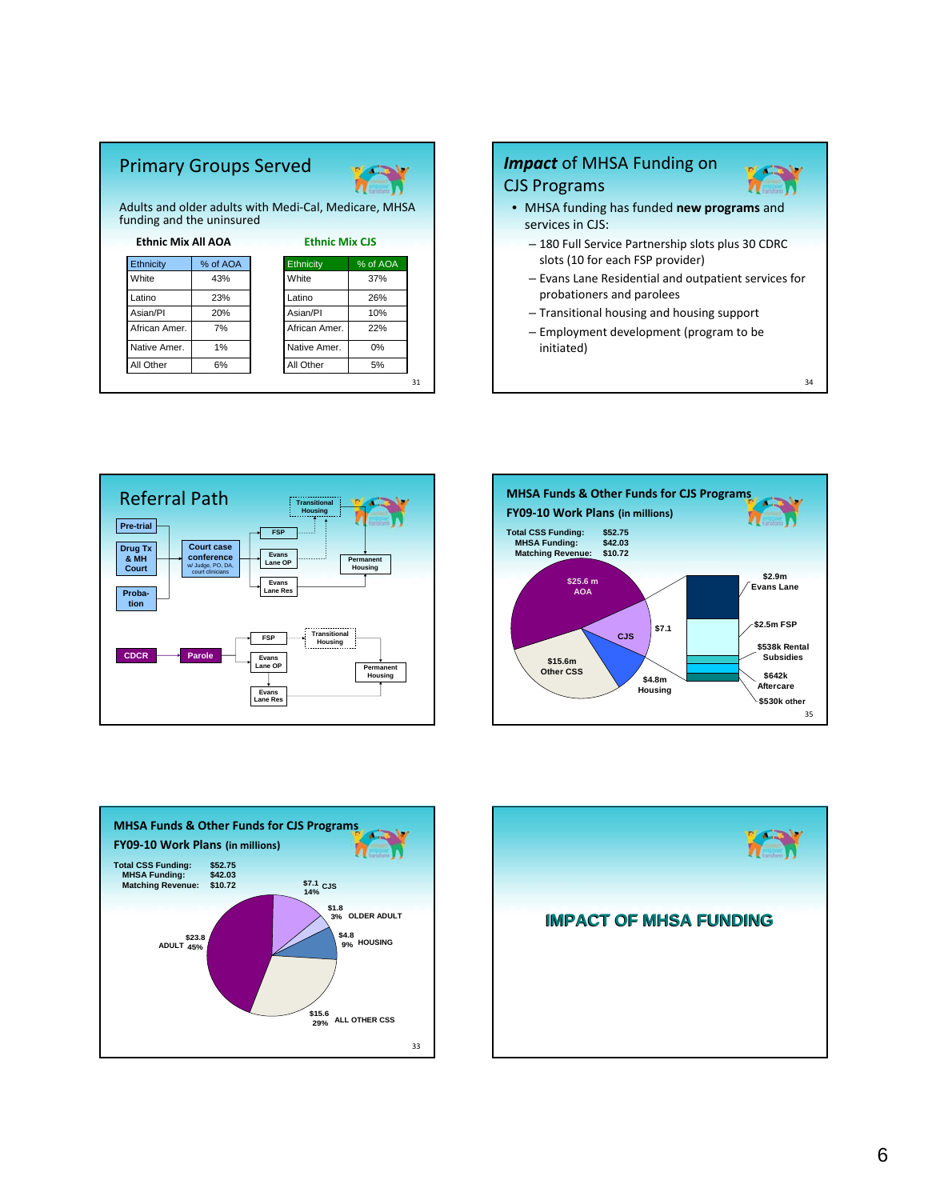## Primary Groups Served

Adults and older adults with Medi-Cal, Medicare, MHSA funding and the uninsured

**Ethnic Mix All AOA**

| Ethnicity | % of AOA |
|---|---|
| White | 43% |
| Latino | 23% |
| Asian/PI | 20% |
| African Amer. | 7% |
| Native Amer. | 1% |
| All Other | 6% |

**Ethnic Mix CJS**

| Ethnicity | % of AOA |
|---|---|
| White | 37% |
| Latino | 26% |
| Asian/PI | 10% |
| African Amer. | 22% |
| Native Amer. | 0% |
| All Other | 5% |

## *Impact* of MHSA Funding on CJS Programs

- MHSA funding has funded **new programs** and services in CJS:
  - 180 Full Service Partnership slots plus 30 CDRC slots (10 for each FSP provider)
  - Evans Lane Residential and outpatient services for probationers and parolees
  - Transitional housing and housing support
  - Employment development (program to be initiated)

## Referral Path

Pre-trial; Drug Tx & MH Court; Probation → Court case conference w/ Judge, PO, DA, court clinicians → FSP; Evans Lane OP; Evans Lane Res → Transitional Housing; Permanent Housing

CDCR → Parole → FSP; Evans Lane OP; Evans Lane Res → Transitional Housing; Permanent Housing

## MHSA Funds & Other Funds for CJS Programs FY09-10 Work Plans (in millions)

Total CSS Funding: $52.75
MHSA Funding: $42.03
Matching Revenue: $10.72

$25.6 m AOA; $7.1 CJS; $15.6m Other CSS; $4.8m Housing

$2.9m Evans Lane; $2.5m FSP; $538k Rental Subsidies; $642k Aftercare; $530k other

## MHSA Funds & Other Funds for CJS Programs FY09-10 Work Plans (in millions)

Total CSS Funding: $52.75
MHSA Funding: $42.03
Matching Revenue: $10.72

$7.1 14% CJS; $1.8 3% OLDER ADULT; $4.8 9% HOUSING; $15.6 29% ALL OTHER CSS; $23.8 45% ADULT

## IMPACT OF MHSA FUNDING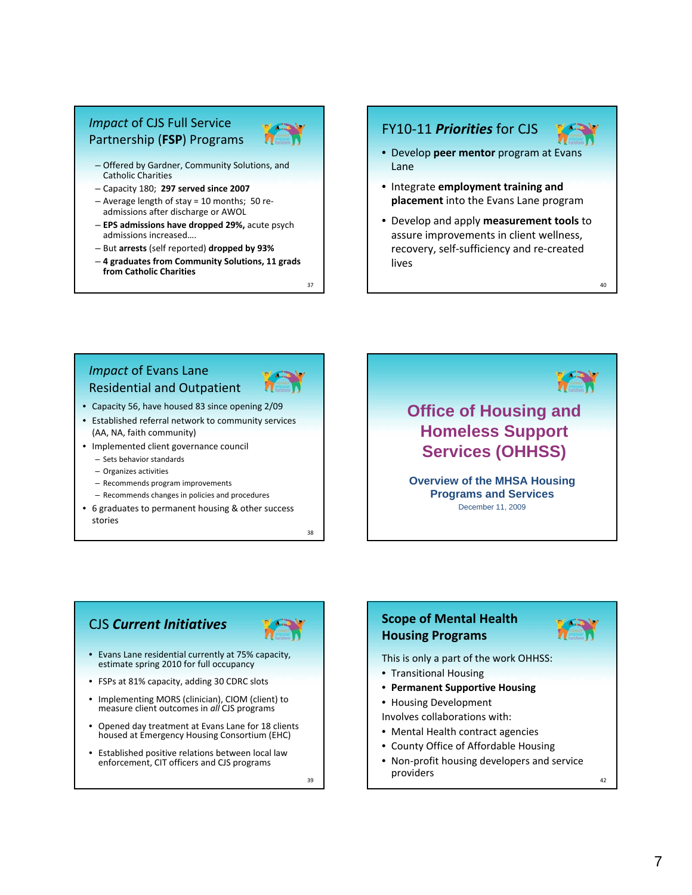## *Impact* of CJS Full Service Partnership (**FSP**) Programs

- Offered by Gardner, Community Solutions, and Catholic Charities
- Capacity 180; **297 served since 2007**
- Average length of stay = 10 months; 50 re-admissions after discharge or AWOL
- **EPS admissions have dropped 29%,** acute psych admissions increased….
- But **arrests** (self reported) **dropped by 93%**
- **4 graduates from Community Solutions, 11 grads from Catholic Charities**

## *Impact* of Evans Lane Residential and Outpatient

- Capacity 56, have housed 83 since opening 2/09
- Established referral network to community services (AA, NA, faith community)
- Implemented client governance council
  - Sets behavior standards
  - Organizes activities
  - Recommends program improvements
  - Recommends changes in policies and procedures
- 6 graduates to permanent housing & other success stories

## CJS ***Current Initiatives***

- Evans Lane residential currently at 75% capacity, estimate spring 2010 for full occupancy
- FSPs at 81% capacity, adding 30 CDRC slots
- Implementing MORS (clinician), CIOM (client) to measure client outcomes in *all* CJS programs
- Opened day treatment at Evans Lane for 18 clients housed at Emergency Housing Consortium (EHC)
- Established positive relations between local law enforcement, CIT officers and CJS programs

## FY10-11 ***Priorities*** for CJS

- Develop **peer mentor** program at Evans Lane
- Integrate **employment training and placement** into the Evans Lane program
- Develop and apply **measurement tools** to assure improvements in client wellness, recovery, self-sufficiency and re-created lives

# Office of Housing and Homeless Support Services (OHHSS)

### Overview of the MHSA Housing Programs and Services

December 11, 2009

## Scope of Mental Health Housing Programs

This is only a part of the work OHHSS:

- Transitional Housing
- **Permanent Supportive Housing**
- Housing Development

Involves collaborations with:

- Mental Health contract agencies
- County Office of Affordable Housing
- Non-profit housing developers and service providers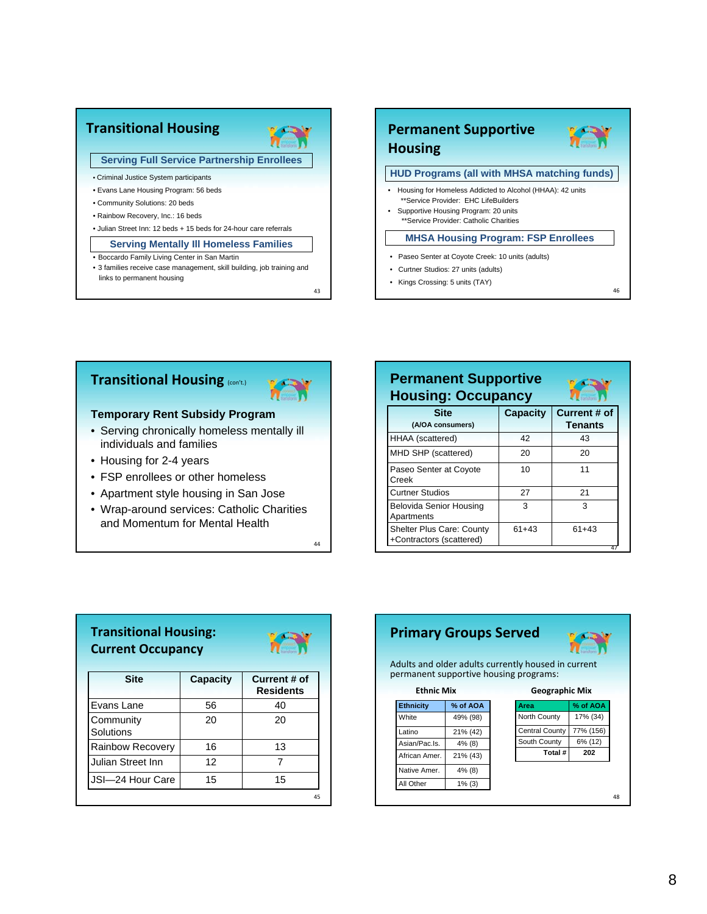## Transitional Housing

### Serving Full Service Partnership Enrollees

- Criminal Justice System participants
- Evans Lane Housing Program: 56 beds
- Community Solutions: 20 beds
- Rainbow Recovery, Inc.: 16 beds
- Julian Street Inn: 12 beds + 15 beds for 24-hour care referrals

### Serving Mentally Ill Homeless Families

- Boccardo Family Living Center in San Martin
- 3 families receive case management, skill building, job training and links to permanent housing

## Transitional Housing (con't.)

**Temporary Rent Subsidy Program**

- Serving chronically homeless mentally ill individuals and families
- Housing for 2-4 years
- FSP enrollees or other homeless
- Apartment style housing in San Jose
- Wrap-around services: Catholic Charities and Momentum for Mental Health

## Transitional Housing: Current Occupancy

| Site | Capacity | Current # of Residents |
|---|---|---|
| Evans Lane | 56 | 40 |
| Community Solutions | 20 | 20 |
| Rainbow Recovery | 16 | 13 |
| Julian Street Inn | 12 | 7 |
| JSI—24 Hour Care | 15 | 15 |

## Permanent Supportive Housing

### HUD Programs (all with MHSA matching funds)

- Housing for Homeless Addicted to Alcohol (HHAA): 42 units
  **Service Provider: EHC LifeBuilders
- Supportive Housing Program: 20 units
  **Service Provider: Catholic Charities

### MHSA Housing Program: FSP Enrollees

- Paseo Senter at Coyote Creek: 10 units (adults)
- Curtner Studios: 27 units (adults)
- Kings Crossing: 5 units (TAY)

## Permanent Supportive Housing: Occupancy

| Site (A/OA consumers) | Capacity | Current # of Tenants |
|---|---|---|
| HHAA (scattered) | 42 | 43 |
| MHD SHP (scattered) | 20 | 20 |
| Paseo Senter at Coyote Creek | 10 | 11 |
| Curtner Studios | 27 | 21 |
| Belovida Senior Housing Apartments | 3 | 3 |
| Shelter Plus Care: County +Contractors (scattered) | 61+43 | 61+43 |

## Primary Groups Served

Adults and older adults currently housed in current permanent supportive housing programs:

**Ethnic Mix**

| Ethnicity | % of AOA |
|---|---|
| White | 49% (98) |
| Latino | 21% (42) |
| Asian/Pac.Is. | 4% (8) |
| African Amer. | 21% (43) |
| Native Amer. | 4% (8) |
| All Other | 1% (3) |

**Geographic Mix**

| Area | % of AOA |
|---|---|
| North County | 17% (34) |
| Central County | 77% (156) |
| South County | 6% (12) |
| Total # | 202 |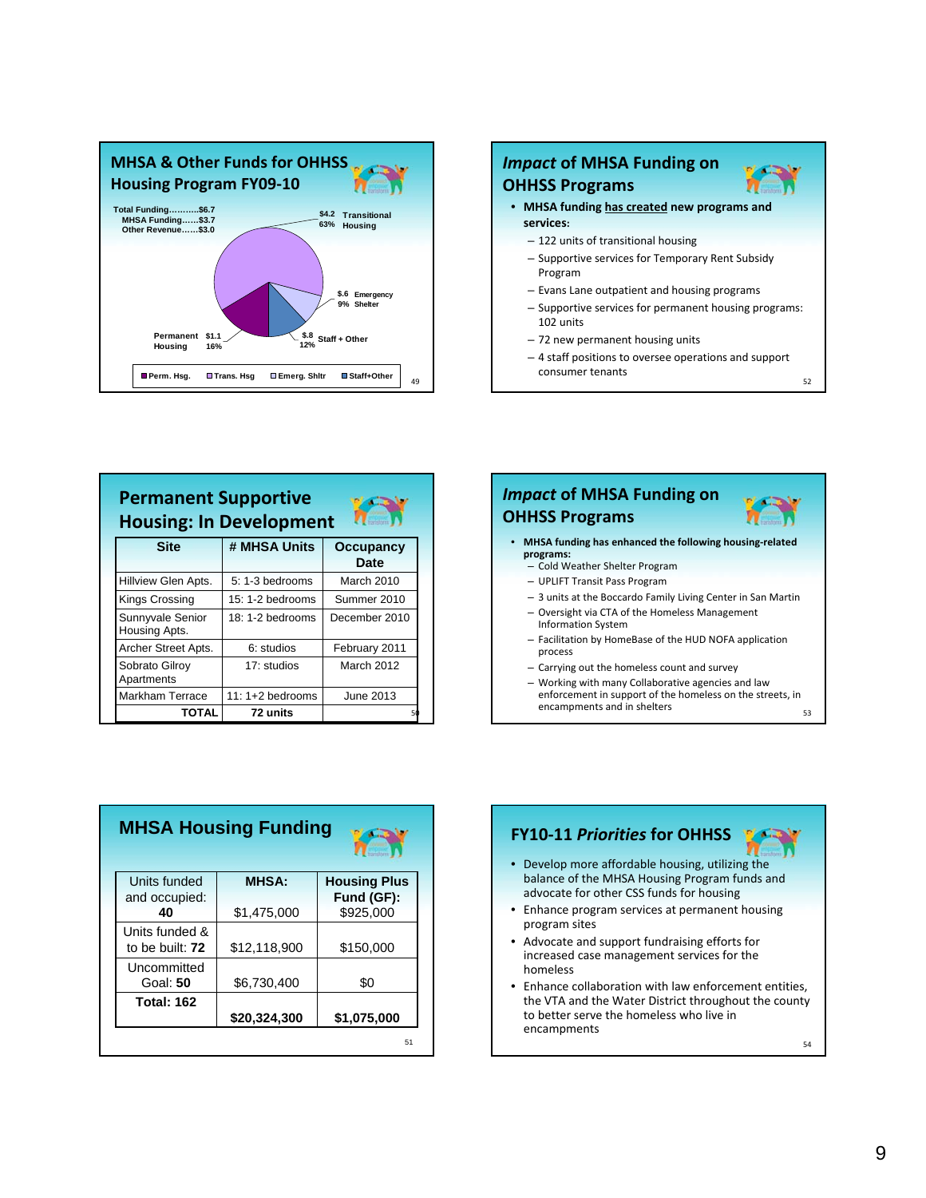## MHSA & Other Funds for OHHSS Housing Program FY09-10

Total Funding...........$6.7
MHSA Funding......$3.7
Other Revenue......$3.0

- $4.2 63% Transitional Housing
- $.6 9% Emergency Shelter
- $.8 12% Staff + Other
- Permanent Housing $1.1 16%

Perm. Hsg. | Trans. Hsg | Emerg. Shltr | Staff+Other

## *Impact* of MHSA Funding on OHHSS Programs

- **MHSA funding has created new programs and services:**
  - 122 units of transitional housing
  - Supportive services for Temporary Rent Subsidy Program
  - Evans Lane outpatient and housing programs
  - Supportive services for permanent housing programs: 102 units
  - 72 new permanent housing units
  - 4 staff positions to oversee operations and support consumer tenants

## Permanent Supportive Housing: In Development

| Site | # MHSA Units | Occupancy Date |
|---|---|---|
| Hillview Glen Apts. | 5: 1-3 bedrooms | March 2010 |
| Kings Crossing | 15: 1-2 bedrooms | Summer 2010 |
| Sunnyvale Senior Housing Apts. | 18: 1-2 bedrooms | December 2010 |
| Archer Street Apts. | 6: studios | February 2011 |
| Sobrato Gilroy Apartments | 17: studios | March 2012 |
| Markham Terrace | 11: 1+2 bedrooms | June 2013 |
| **TOTAL** | **72 units** | |

## *Impact* of MHSA Funding on OHHSS Programs

- **MHSA funding has enhanced the following housing-related programs:**
  - Cold Weather Shelter Program
  - UPLIFT Transit Pass Program
  - 3 units at the Boccardo Family Living Center in San Martin
  - Oversight via CTA of the Homeless Management Information System
  - Facilitation by HomeBase of the HUD NOFA application process
  - Carrying out the homeless count and survey
  - Working with many Collaborative agencies and law enforcement in support of the homeless on the streets, in encampments and in shelters

## MHSA Housing Funding

| Units funded and occupied: **40** | **MHSA:** $1,475,000 | **Housing Plus Fund (GF):** $925,000 |
|---|---|---|
| Units funded & to be built: **72** | $12,118,900 | $150,000 |
| Uncommitted Goal: **50** | $6,730,400 | $0 |
| **Total: 162** | **$20,324,300** | **$1,075,000** |

## FY10-11 *Priorities* for OHHSS

- Develop more affordable housing, utilizing the balance of the MHSA Housing Program funds and advocate for other CSS funds for housing
- Enhance program services at permanent housing program sites
- Advocate and support fundraising efforts for increased case management services for the homeless
- Enhance collaboration with law enforcement entities, the VTA and the Water District throughout the county to better serve the homeless who live in encampments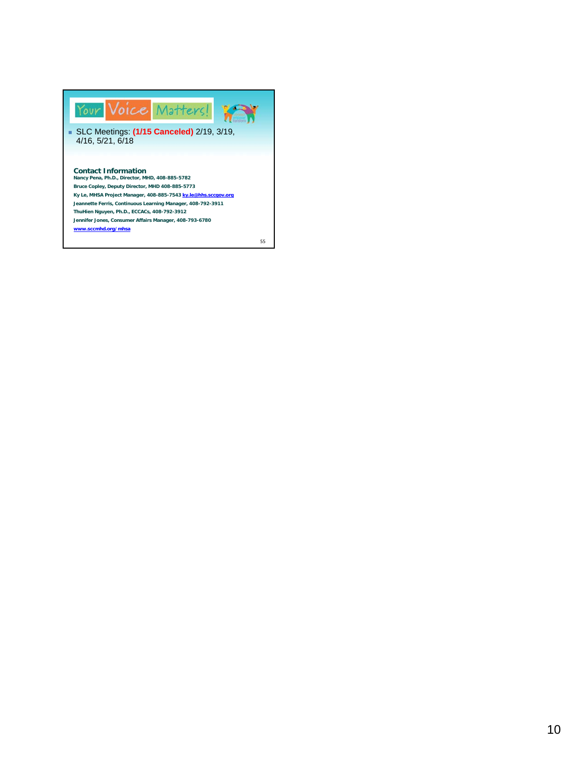# Your Voice Matters!

- SLC Meetings: **(1/15 Canceled)** 2/19, 3/19, 4/16, 5/21, 6/18

## Contact Information

**Nancy Pena, Ph.D., Director, MHD, 408-885-5782**

**Bruce Copley, Deputy Director, MHD 408-885-5773**

**Ky Le, MHSA Project Manager, 408-885-7543 ky.le@hhs.sccgov.org**

**Jeannette Ferris, Continuous Learning Manager, 408-792-3911**

**ThuHien Nguyen, Ph.D., ECCACs, 408-792-3912**

**Jennifer Jones, Consumer Affairs Manager, 408-793-6780**

**www.sccmhd.org/mhsa**